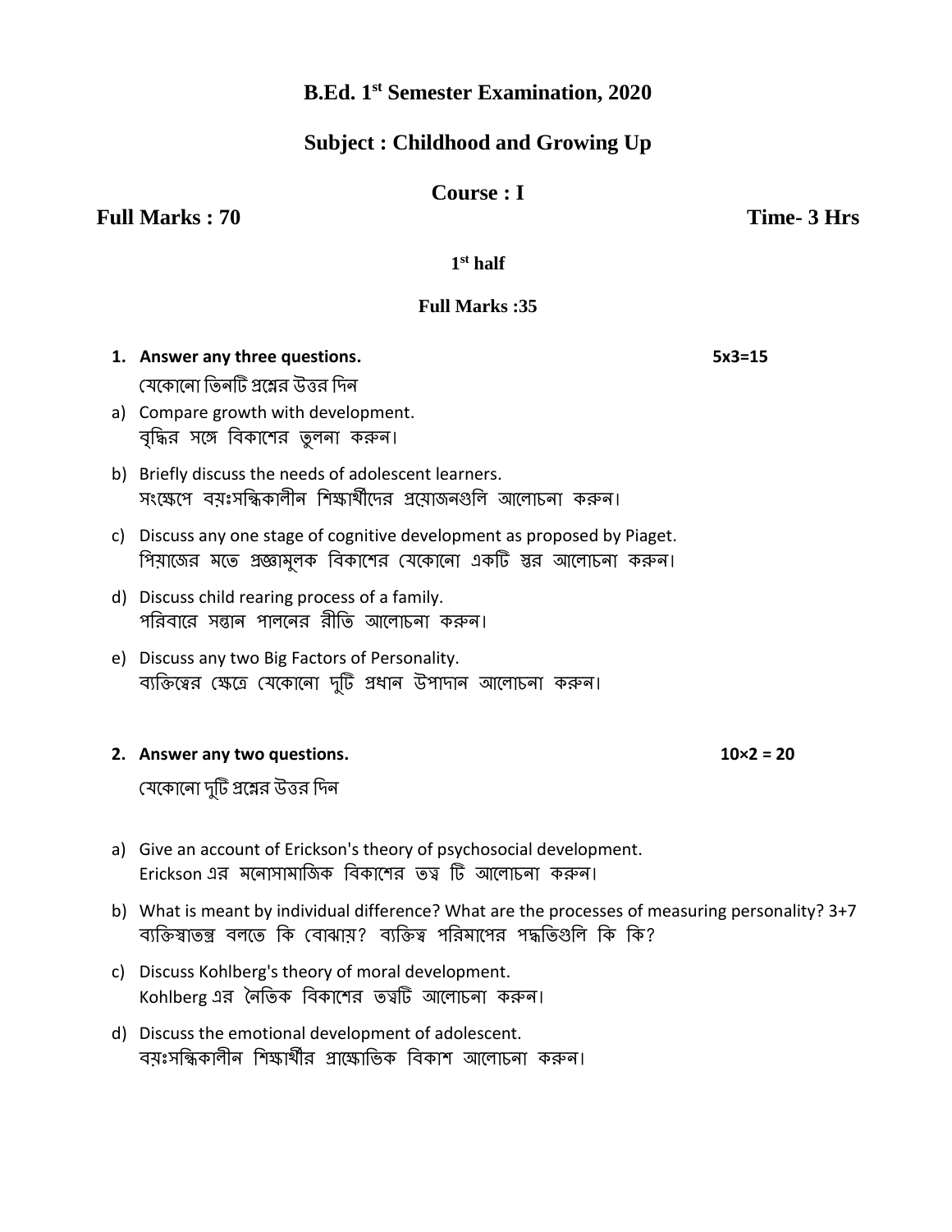# B.Ed. 1st Semester Examination, 2020

## Subject : Childhood and Growing Up

### Course : I

**Full Marks : 70** **Time- 3 Hrs**

**1st half**

**Full Marks :35**

**1. Answer any three questions.** **5x3=15**

যেকোনো তিনটি প্রশ্নের উত্তর দিন

a) Compare growth with development.
বৃদ্ধির সঙ্গে বিকাশের তুলনা করুন।

b) Briefly discuss the needs of adolescent learners.
সংক্ষেপে বয়ঃসন্ধিকালীন শিক্ষার্থীদের প্রয়োজনগুলি আলোচনা করুন।

c) Discuss any one stage of cognitive development as proposed by Piaget.
পিয়াজের মতে প্রজ্ঞামূলক বিকাশের যেকোনো একটি স্তর আলোচনা করুন।

d) Discuss child rearing process of a family.
পরিবারে সন্তান পালনের রীতি আলোচনা করুন।

e) Discuss any two Big Factors of Personality.
ব্যক্তিত্বের ক্ষেত্রে যেকোনো দুটি প্রধান উপাদান আলোচনা করুন।

**2. Answer any two questions.** **10×2 = 20**

যেকোনো দুটি প্রশ্নের উত্তর দিন

a) Give an account of Erickson's theory of psychosocial development.
Erickson এর মনোসামাজিক বিকাশের তত্ব টি আলোচনা করুন।

b) What is meant by individual difference? What are the processes of measuring personality? 3+7
ব্যক্তিস্বাতন্ত্র বলতে কি বোঝায়? ব্যক্তিত্ব পরিমাপের পদ্ধতিগুলি কি কি?

c) Discuss Kohlberg's theory of moral development.
Kohlberg এর নৈতিক বিকাশের তত্বটি আলোচনা করুন।

d) Discuss the emotional development of adolescent.
বয়ঃসন্ধিকালীন শিক্ষার্থীর প্রাক্ষোভিক বিকাশ আলোচনা করুন।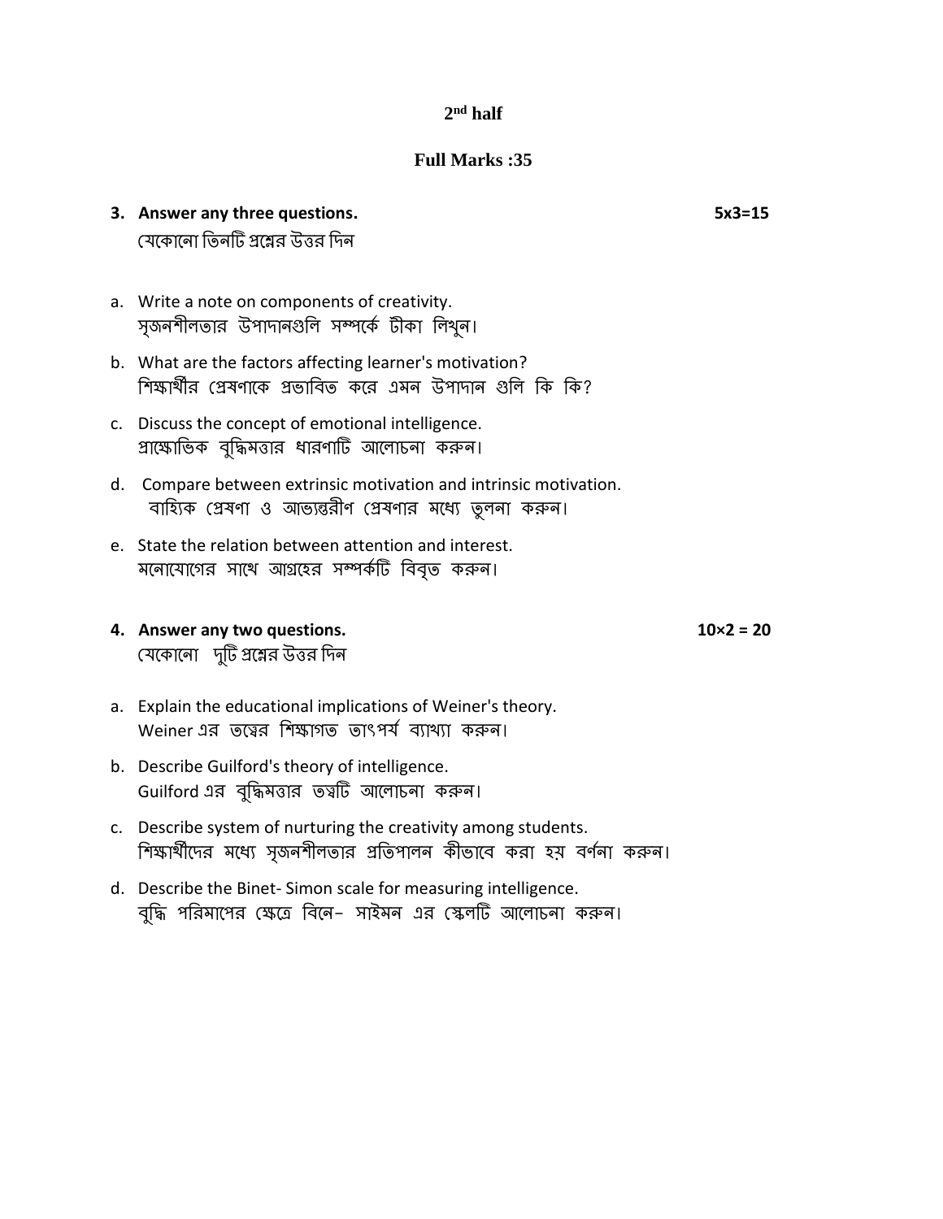**2nd half**

**Full Marks :35**

**3. Answer any three questions.** **5x3=15**

যেকোনো তিনটি প্রশ্নের উত্তর দিন

a. Write a note on components of creativity.
সৃজনশীলতার উপাদানগুলি সম্পর্কে টীকা লিখুন।

b. What are the factors affecting learner's motivation?
শিক্ষার্থীর প্রেষণাকে প্রভাবিত করে এমন উপাদান গুলি কি কি?

c. Discuss the concept of emotional intelligence.
প্রাক্ষোভিক বুদ্ধিমত্তার ধারণাটি আলোচনা করুন।

d. Compare between extrinsic motivation and intrinsic motivation.
বাহ্যিক প্রেষণা ও আভ্যন্তরীণ প্রেষণার মধ্যে তুলনা করুন।

e. State the relation between attention and interest.
মনোযোগের সাথে আগ্রহের সম্পর্কটি বিবৃত করুন।

**4. Answer any two questions.** **10×2 = 20**

যেকোনো দুটি প্রশ্নের উত্তর দিন

a. Explain the educational implications of Weiner's theory.
Weiner এর তত্ত্বের শিক্ষাগত তাৎপর্য ব্যাখ্যা করুন।

b. Describe Guilford's theory of intelligence.
Guilford এর বুদ্ধিমত্তার তত্ত্বটি আলোচনা করুন।

c. Describe system of nurturing the creativity among students.
শিক্ষার্থীদের মধ্যে সৃজনশীলতার প্রতিপালন কীভাবে করা হয় বর্ণনা করুন।

d. Describe the Binet- Simon scale for measuring intelligence.
বুদ্ধি পরিমাপের ক্ষেত্রে বিনে– সাইমন এর স্কেলটি আলোচনা করুন।